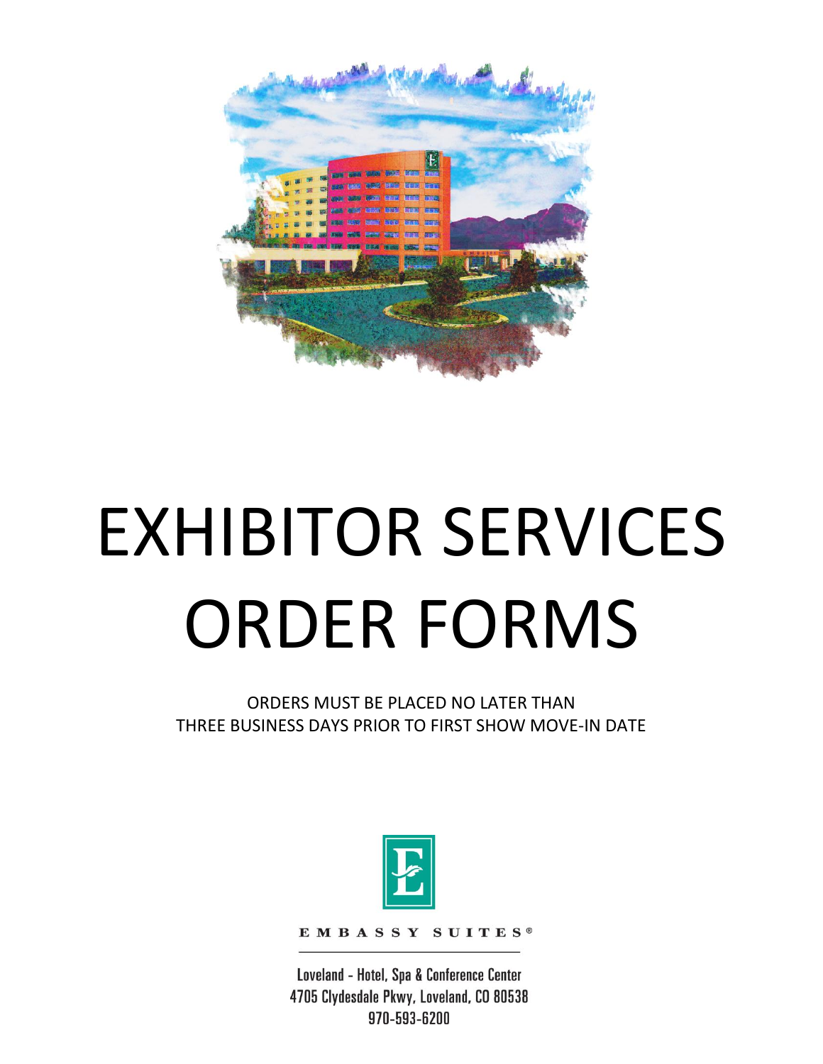# EXHIBITOR SERVICES ORDER FORMS

ORDERS MUST BE PLACED NO LATER THAN
THREE BUSINESS DAYS PRIOR TO FIRST SHOW MOVE-IN DATE

EMBASSY SUITES®

Loveland - Hotel, Spa & Conference Center
4705 Clydesdale Pkwy, Loveland, CO 80538
970-593-6200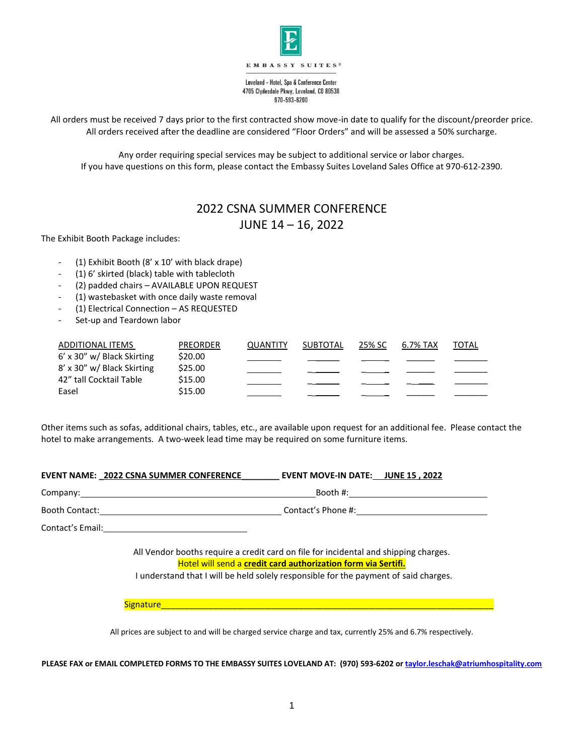EMBASSY SUITES®

Loveland - Hotel, Spa & Conference Center
4705 Clydesdale Pkwy, Loveland, CO 80538
970-593-6200

All orders must be received 7 days prior to the first contracted show move-in date to qualify for the discount/preorder price. All orders received after the deadline are considered “Floor Orders” and will be assessed a 50% surcharge.

Any order requiring special services may be subject to additional service or labor charges.
If you have questions on this form, please contact the Embassy Suites Loveland Sales Office at 970-612-2390.

## 2022 CSNA SUMMER CONFERENCE
## JUNE 14 – 16, 2022

The Exhibit Booth Package includes:

- (1) Exhibit Booth (8’ x 10’ with black drape)
- (1) 6’ skirted (black) table with tablecloth
- (2) padded chairs – AVAILABLE UPON REQUEST
- (1) wastebasket with once daily waste removal
- (1) Electrical Connection – AS REQUESTED
- Set-up and Teardown labor

| ADDITIONAL ITEMS | PREORDER | QUANTITY | SUBTOTAL | 25% SC | 6.7% TAX | TOTAL |
|---|---|---|---|---|---|---|
| 6’ x 30” w/ Black Skirting | $20.00 | | | | | |
| 8’ x 30” w/ Black Skirting | $25.00 | | | | | |
| 42” tall Cocktail Table | $15.00 | | | | | |
| Easel | $15.00 | | | | | |

Other items such as sofas, additional chairs, tables, etc., are available upon request for an additional fee. Please contact the hotel to make arrangements. A two-week lead time may be required on some furniture items.

**EVENT NAME: 2022 CSNA SUMMER CONFERENCE** **EVENT MOVE-IN DATE: JUNE 15 , 2022**

Company:______________________________ Booth #:______________________________

Booth Contact:______________________________ Contact’s Phone #:______________________________

Contact’s Email:______________________________

All Vendor booths require a credit card on file for incidental and shipping charges.
Hotel will send a **credit card authorization form via Sertifi.**
I understand that I will be held solely responsible for the payment of said charges.

Signature______________________________________________________________

All prices are subject to and will be charged service charge and tax, currently 25% and 6.7% respectively.

**PLEASE FAX or EMAIL COMPLETED FORMS TO THE EMBASSY SUITES LOVELAND AT: (970) 593-6202 or taylor.leschak@atriumhospitality.com**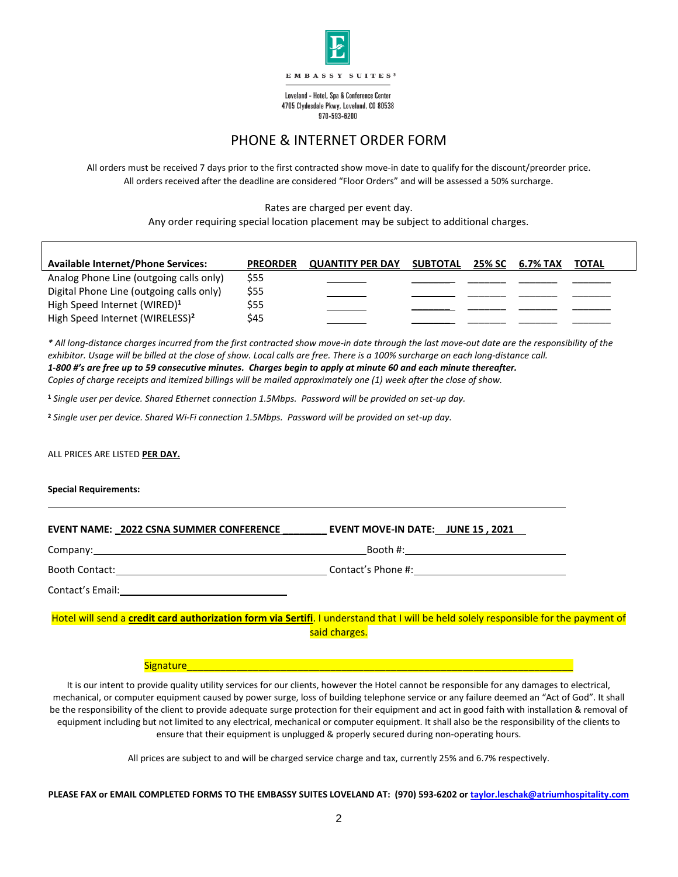EMBASSY SUITES®

Loveland - Hotel, Spa & Conference Center
4705 Clydesdale Pkwy, Loveland, CO 80538
970-593-6200

# PHONE & INTERNET ORDER FORM

All orders must be received 7 days prior to the first contracted show move-in date to qualify for the discount/preorder price.
All orders received after the deadline are considered "Floor Orders" and will be assessed a 50% surcharge.

Rates are charged per event day.
Any order requiring special location placement may be subject to additional charges.

| Available Internet/Phone Services: | PREORDER | QUANTITY PER DAY | SUBTOTAL | 25% SC | 6.7% TAX | TOTAL |
|---|---|---|---|---|---|---|
| Analog Phone Line (outgoing calls only) | $55 | ______ | ______ | ______ | ______ | ______ |
| Digital Phone Line (outgoing calls only) | $55 | ______ | ______ | ______ | ______ | ______ |
| High Speed Internet (WIRED)[1] | $55 | ______ | ______ | ______ | ______ | ______ |
| High Speed Internet (WIRELESS)[2] | $45 | ______ | ______ | ______ | ______ | ______ |

*\* All long-distance charges incurred from the first contracted show move-in date through the last move-out date are the responsibility of the exhibitor. Usage will be billed at the close of show. Local calls are free. There is a 100% surcharge on each long-distance call.*
***1-800 #'s are free up to 59 consecutive minutes. Charges begin to apply at minute 60 and each minute thereafter.***
*Copies of charge receipts and itemized billings will be mailed approximately one (1) week after the close of show.*

[1] *Single user per device. Shared Ethernet connection 1.5Mbps. Password will be provided on set-up day.*

[2] *Single user per device. Shared Wi-Fi connection 1.5Mbps. Password will be provided on set-up day.*

ALL PRICES ARE LISTED **PER DAY.**

**Special Requirements:**

_______________________________________________________________________________

**EVENT NAME: 2022 CSNA SUMMER CONFERENCE** ________ **EVENT MOVE-IN DATE: JUNE 15 , 2021**

Company: ______________________________ Booth #: ______________________________

Booth Contact: ______________________________ Contact's Phone #: ______________________________

Contact's Email: ______________________________

Hotel will send a **credit card authorization form via Sertifi**. I understand that I will be held solely responsible for the payment of said charges.

Signature______________________________________________________________

It is our intent to provide quality utility services for our clients, however the Hotel cannot be responsible for any damages to electrical, mechanical, or computer equipment caused by power surge, loss of building telephone service or any failure deemed an "Act of God". It shall be the responsibility of the client to provide adequate surge protection for their equipment and act in good faith with installation & removal of equipment including but not limited to any electrical, mechanical or computer equipment. It shall also be the responsibility of the clients to ensure that their equipment is unplugged & properly secured during non-operating hours.

All prices are subject to and will be charged service charge and tax, currently 25% and 6.7% respectively.

**PLEASE FAX or EMAIL COMPLETED FORMS TO THE EMBASSY SUITES LOVELAND AT: (970) 593-6202 or taylor.leschak@atriumhospitality.com**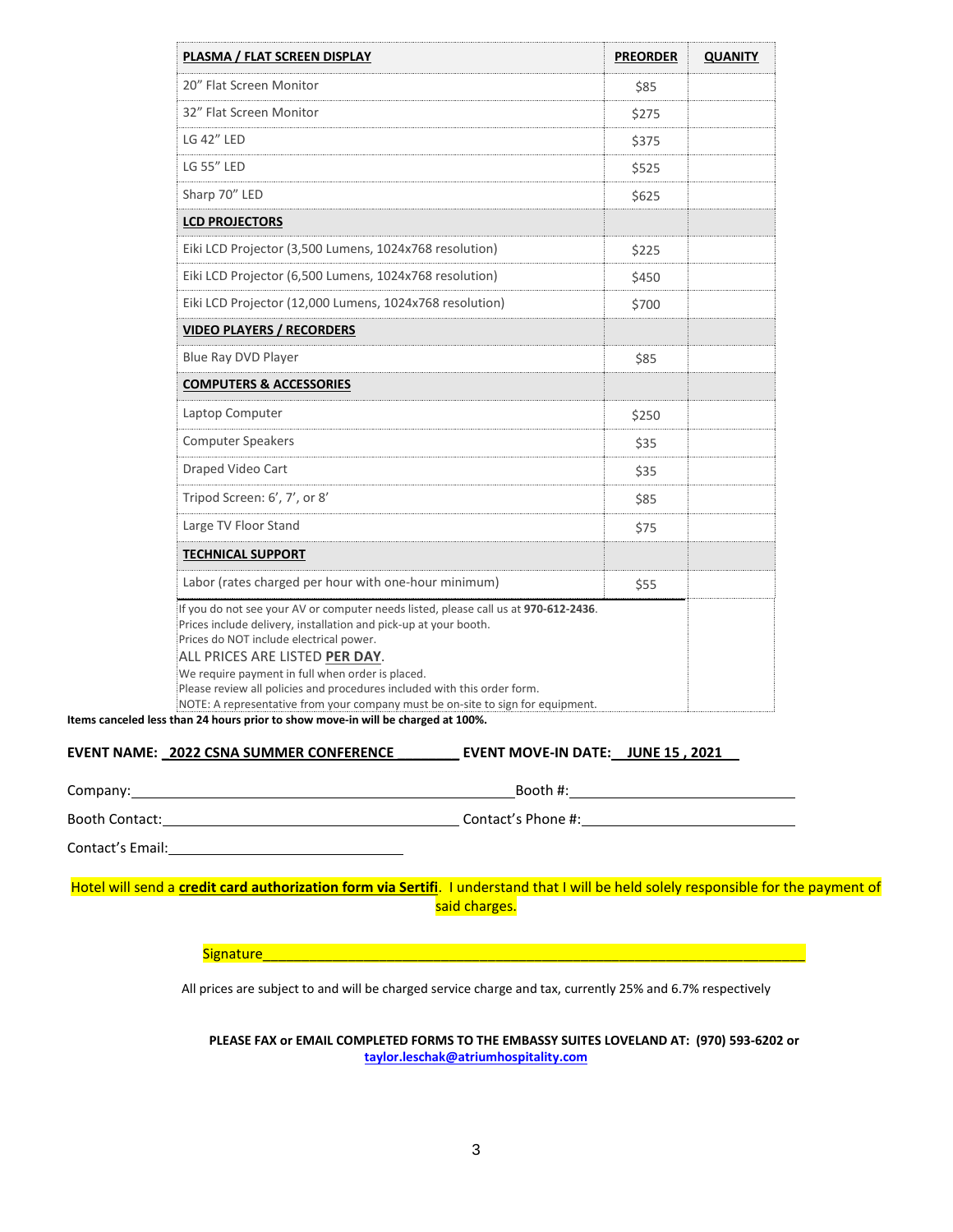| **PLASMA / FLAT SCREEN DISPLAY** | **PREORDER** | **QUANITY** |
|---|---|---|
| 20" Flat Screen Monitor | $85 | |
| 32" Flat Screen Monitor | $275 | |
| LG 42" LED | $375 | |
| LG 55" LED | $525 | |
| Sharp 70" LED | $625 | |
| **LCD PROJECTORS** | | |
| Eiki LCD Projector (3,500 Lumens, 1024x768 resolution) | $225 | |
| Eiki LCD Projector (6,500 Lumens, 1024x768 resolution) | $450 | |
| Eiki LCD Projector (12,000 Lumens, 1024x768 resolution) | $700 | |
| **VIDEO PLAYERS / RECORDERS** | | |
| Blue Ray DVD Player | $85 | |
| **COMPUTERS & ACCESSORIES** | | |
| Laptop Computer | $250 | |
| Computer Speakers | $35 | |
| Draped Video Cart | $35 | |
| Tripod Screen: 6', 7', or 8' | $85 | |
| Large TV Floor Stand | $75 | |
| **TECHNICAL SUPPORT** | | |
| Labor (rates charged per hour with one-hour minimum) | $55 | |

If you do not see your AV or computer needs listed, please call us at **970-612-2436**.
Prices include delivery, installation and pick-up at your booth.
Prices do NOT include electrical power.
ALL PRICES ARE LISTED **PER DAY**.
We require payment in full when order is placed.
Please review all policies and procedures included with this order form.
NOTE: A representative from your company must be on-site to sign for equipment.

**Items canceled less than 24 hours prior to show move-in will be charged at 100%.**

**EVENT NAME: 2022 CSNA SUMMER CONFERENCE** **EVENT MOVE-IN DATE: JUNE 15 , 2021**

Company: ____________________ Booth #: ____________________

Booth Contact: ____________________ Contact's Phone #: ____________________

Contact's Email: ____________________

Hotel will send a **credit card authorization form via Sertifi**. I understand that I will be held solely responsible for the payment of said charges.

Signature____________________________________________

All prices are subject to and will be charged service charge and tax, currently 25% and 6.7% respectively

**PLEASE FAX or EMAIL COMPLETED FORMS TO THE EMBASSY SUITES LOVELAND AT: (970) 593-6202 or taylor.leschak@atriumhospitality.com**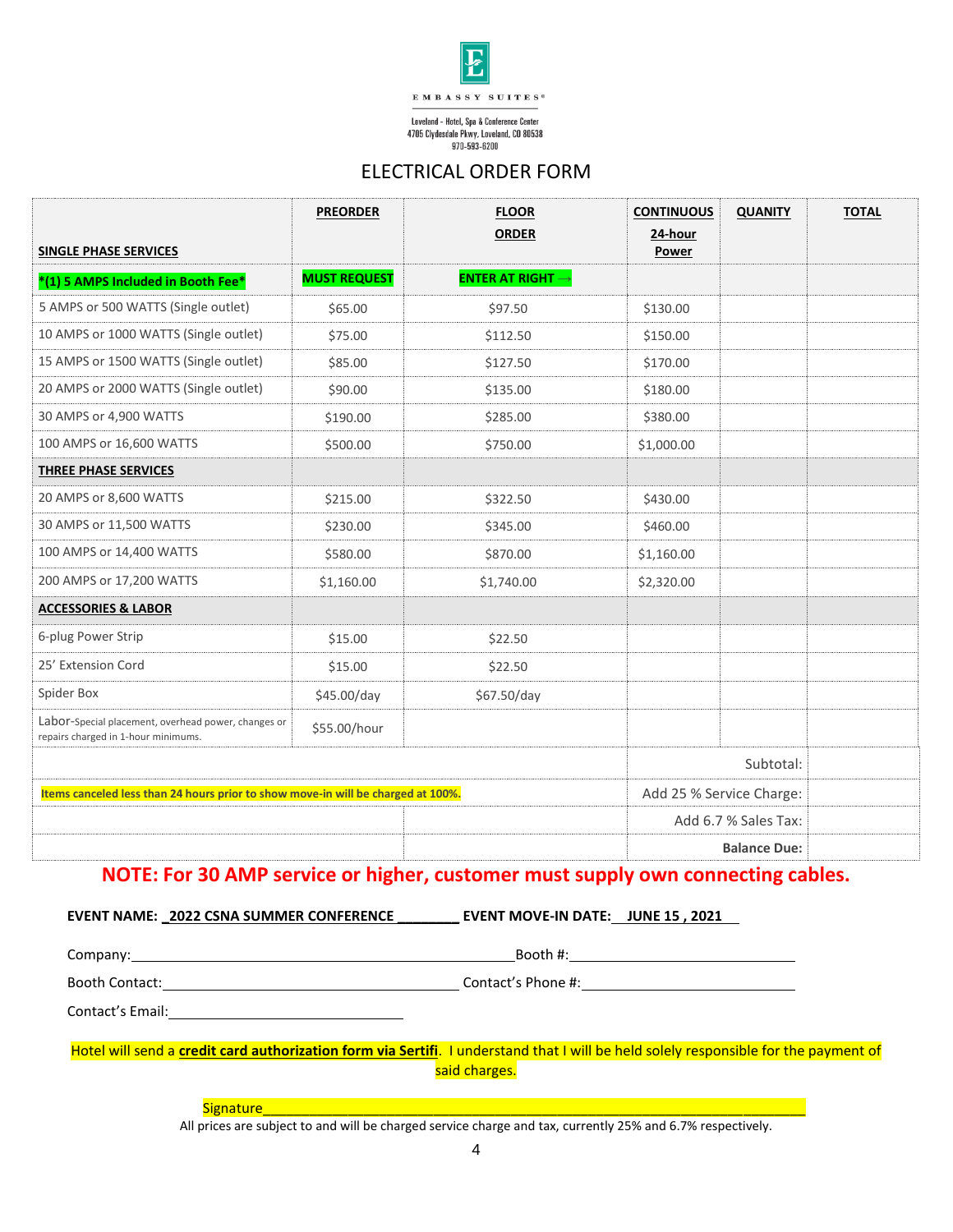EMBASSY SUITES®

Loveland - Hotel, Spa & Conference Center
4705 Clydesdale Pkwy, Loveland, CO 80538
970-593-6200

# ELECTRICAL ORDER FORM

| SINGLE PHASE SERVICES | PREORDER | FLOOR ORDER | CONTINUOUS 24-hour Power | QUANITY | TOTAL |
|---|---|---|---|---|---|
| **\*(1) 5 AMPS Included in Booth Fee\*** | **MUST REQUEST** | **ENTER AT RIGHT →** | | | |
| 5 AMPS or 500 WATTS (Single outlet) | $65.00 | $97.50 | $130.00 | | |
| 10 AMPS or 1000 WATTS (Single outlet) | $75.00 | $112.50 | $150.00 | | |
| 15 AMPS or 1500 WATTS (Single outlet) | $85.00 | $127.50 | $170.00 | | |
| 20 AMPS or 2000 WATTS (Single outlet) | $90.00 | $135.00 | $180.00 | | |
| 30 AMPS or 4,900 WATTS | $190.00 | $285.00 | $380.00 | | |
| 100 AMPS or 16,600 WATTS | $500.00 | $750.00 | $1,000.00 | | |
| **THREE PHASE SERVICES** | | | | | |
| 20 AMPS or 8,600 WATTS | $215.00 | $322.50 | $430.00 | | |
| 30 AMPS or 11,500 WATTS | $230.00 | $345.00 | $460.00 | | |
| 100 AMPS or 14,400 WATTS | $580.00 | $870.00 | $1,160.00 | | |
| 200 AMPS or 17,200 WATTS | $1,160.00 | $1,740.00 | $2,320.00 | | |
| **ACCESSORIES & LABOR** | | | | | |
| 6-plug Power Strip | $15.00 | $22.50 | | | |
| 25' Extension Cord | $15.00 | $22.50 | | | |
| Spider Box | $45.00/day | $67.50/day | | | |
| Labor-Special placement, overhead power, changes or repairs charged in 1-hour minimums. | $55.00/hour | | | | |
| | | | Subtotal: | | |
| **Items canceled less than 24 hours prior to show move-in will be charged at 100%.** | | | Add 25 % Service Charge: | | |
| | | | Add 6.7 % Sales Tax: | | |
| | | | **Balance Due:** | | |

**NOTE: For 30 AMP service or higher, customer must supply own connecting cables.**

**EVENT NAME: 2022 CSNA SUMMER CONFERENCE ________ EVENT MOVE-IN DATE: JUNE 15 , 2021**

Company:________________________________________ Booth #:________________________

Booth Contact:______________________________ Contact's Phone #:________________________

Contact's Email:__________________________

Hotel will send a **credit card authorization form via Sertifi**. I understand that I will be held solely responsible for the payment of said charges.

Signature__________________________________________________________________

All prices are subject to and will be charged service charge and tax, currently 25% and 6.7% respectively.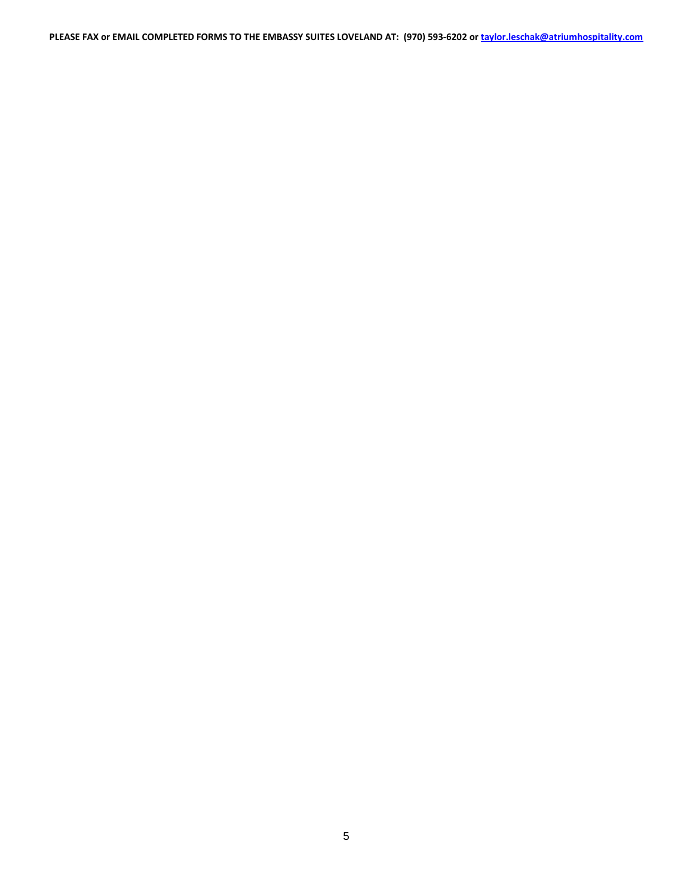**PLEASE FAX or EMAIL COMPLETED FORMS TO THE EMBASSY SUITES LOVELAND AT: (970) 593-6202 or taylor.leschak@atriumhospitality.com**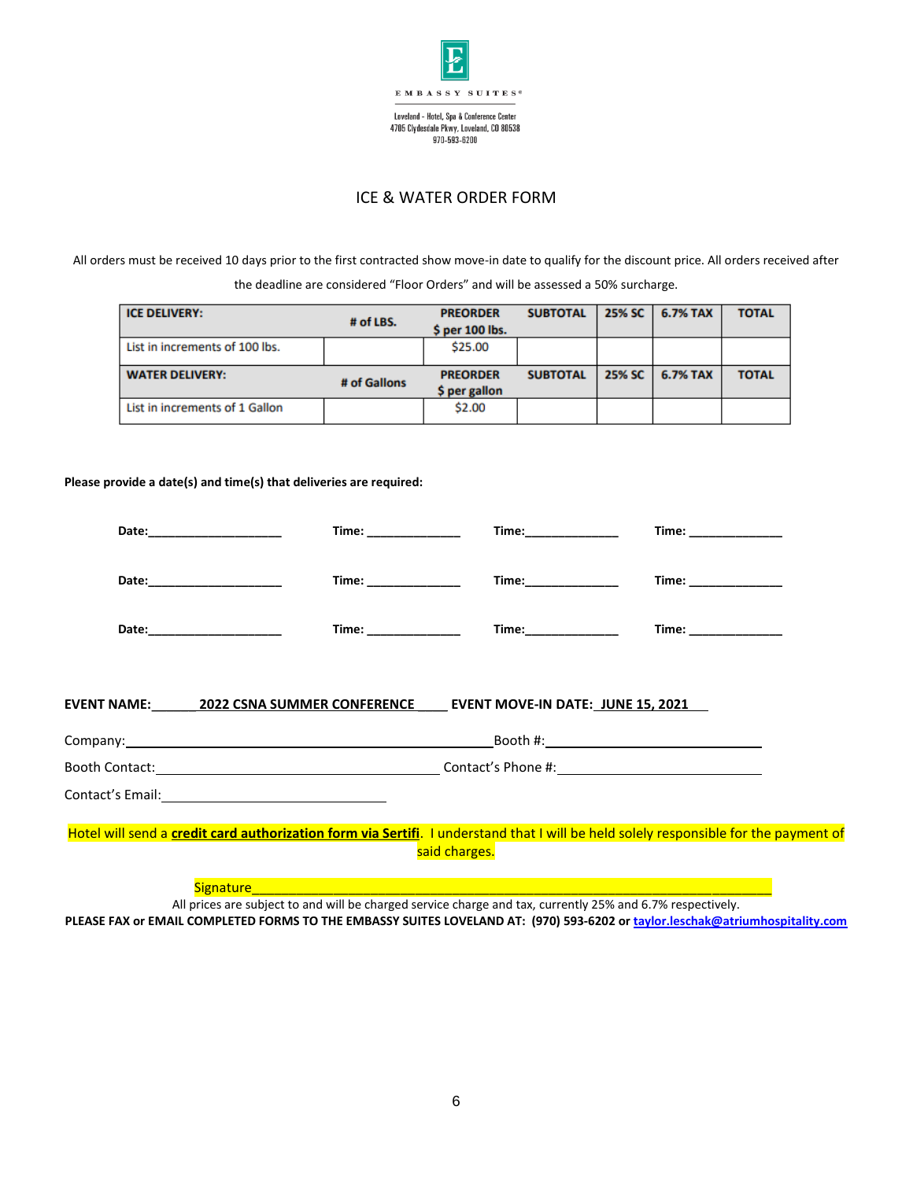EMBASSY SUITES®

Loveland - Hotel, Spa & Conference Center
4705 Clydesdale Pkwy, Loveland, CO 80538
970-593-6200

# ICE & WATER ORDER FORM

All orders must be received 10 days prior to the first contracted show move-in date to qualify for the discount price. All orders received after the deadline are considered "Floor Orders" and will be assessed a 50% surcharge.

| ICE DELIVERY: | # of LBS. | PREORDER $ per 100 lbs. | SUBTOTAL | 25% SC | 6.7% TAX | TOTAL |
|---|---|---|---|---|---|---|
| List in increments of 100 lbs. | | $25.00 | | | | |
| **WATER DELIVERY:** | **# of Gallons** | **PREORDER $ per gallon** | **SUBTOTAL** | **25% SC** | **6.7% TAX** | **TOTAL** |
| List in increments of 1 Gallon | | $2.00 | | | | |

**Please provide a date(s) and time(s) that deliveries are required:**

**Date:**____________________ **Time:** ______________ **Time:**______________ **Time:** ______________

**Date:**____________________ **Time:** ______________ **Time:**______________ **Time:** ______________

**Date:**____________________ **Time:** ______________ **Time:**______________ **Time:** ______________

**EVENT NAME:** **2022 CSNA SUMMER CONFERENCE** **EVENT MOVE-IN DATE:** **JUNE 15, 2021**

Company:______________________________ Booth #:______________________________

Booth Contact:______________________________ Contact's Phone #:______________________________

Contact's Email:______________________________

Hotel will send a **credit card authorization form via Sertifi**. I understand that I will be held solely responsible for the payment of said charges.

Signature______________________________________________________________

All prices are subject to and will be charged service charge and tax, currently 25% and 6.7% respectively.

**PLEASE FAX or EMAIL COMPLETED FORMS TO THE EMBASSY SUITES LOVELAND AT: (970) 593-6202 or taylor.leschak@atriumhospitality.com**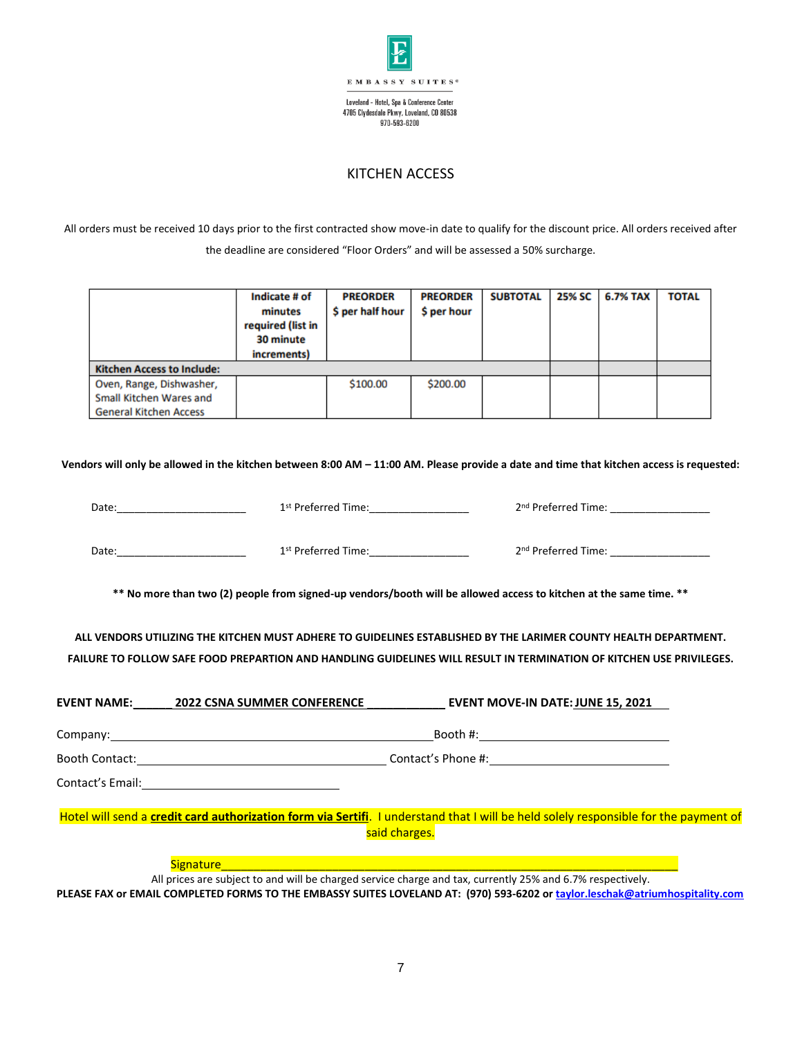EMBASSY SUITES®

Loveland - Hotel, Spa & Conference Center
4705 Clydesdale Pkwy, Loveland, CO 80538
970-593-6200

# KITCHEN ACCESS

All orders must be received 10 days prior to the first contracted show move-in date to qualify for the discount price. All orders received after the deadline are considered "Floor Orders" and will be assessed a 50% surcharge.

| | Indicate # of minutes required (list in 30 minute increments) | PREORDER $ per half hour | PREORDER $ per hour | SUBTOTAL | 25% SC | 6.7% TAX | TOTAL |
|---|---|---|---|---|---|---|---|
| **Kitchen Access to Include:** | | | | | | | |
| Oven, Range, Dishwasher, Small Kitchen Wares and General Kitchen Access | | $100.00 | $200.00 | | | | |

**Vendors will only be allowed in the kitchen between 8:00 AM – 11:00 AM. Please provide a date and time that kitchen access is requested:**

Date:______________________ 1st Preferred Time:________________ 2nd Preferred Time: ________________

Date:______________________ 1st Preferred Time:________________ 2nd Preferred Time: ________________

**\*\* No more than two (2) people from signed-up vendors/booth will be allowed access to kitchen at the same time. \*\***

**ALL VENDORS UTILIZING THE KITCHEN MUST ADHERE TO GUIDELINES ESTABLISHED BY THE LARIMER COUNTY HEALTH DEPARTMENT. FAILURE TO FOLLOW SAFE FOOD PREPARTION AND HANDLING GUIDELINES WILL RESULT IN TERMINATION OF KITCHEN USE PRIVILEGES.**

**EVENT NAME:** ______ **2022 CSNA SUMMER CONFERENCE** ____________ **EVENT MOVE-IN DATE: JUNE 15, 2021**

Company:_______________________________________________Booth #:___________________________

Booth Contact:_________________________________________ Contact's Phone #:___________________________

Contact's Email:______________________________

Hotel will send a **credit card authorization form via Sertifi**. I understand that I will be held solely responsible for the payment of said charges.

Signature_______________________________________________________________

All prices are subject to and will be charged service charge and tax, currently 25% and 6.7% respectively.

**PLEASE FAX or EMAIL COMPLETED FORMS TO THE EMBASSY SUITES LOVELAND AT: (970) 593-6202 or taylor.leschak@atriumhospitality.com**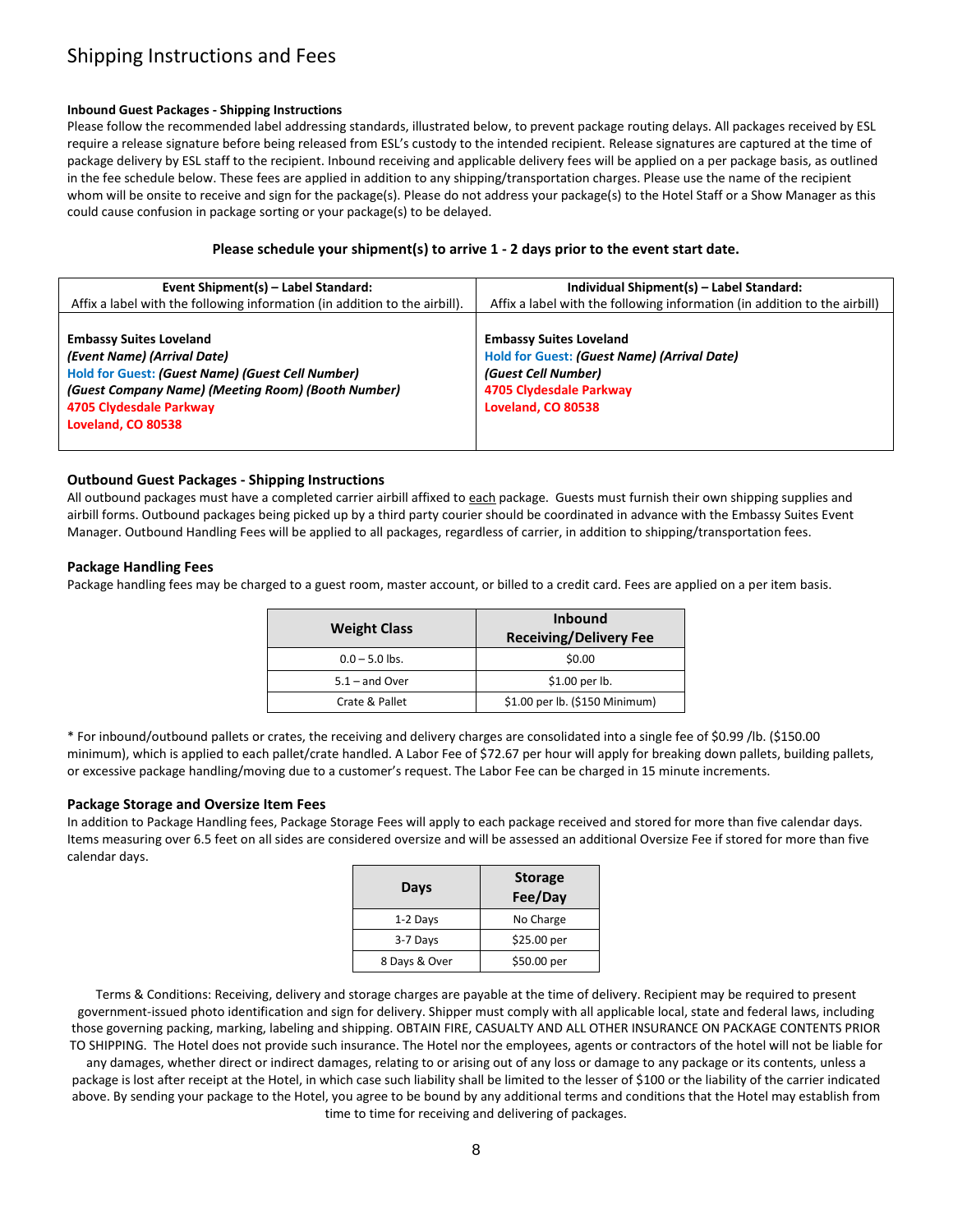# Shipping Instructions and Fees

**Inbound Guest Packages - Shipping Instructions**

Please follow the recommended label addressing standards, illustrated below, to prevent package routing delays. All packages received by ESL require a release signature before being released from ESL's custody to the intended recipient. Release signatures are captured at the time of package delivery by ESL staff to the recipient. Inbound receiving and applicable delivery fees will be applied on a per package basis, as outlined in the fee schedule below. These fees are applied in addition to any shipping/transportation charges. Please use the name of the recipient whom will be onsite to receive and sign for the package(s). Please do not address your package(s) to the Hotel Staff or a Show Manager as this could cause confusion in package sorting or your package(s) to be delayed.

**Please schedule your shipment(s) to arrive 1 - 2 days prior to the event start date.**

| **Event Shipment(s) – Label Standard:** Affix a label with the following information (in addition to the airbill). | **Individual Shipment(s) – Label Standard:** Affix a label with the following information (in addition to the airbill) |
|---|---|
| **Embassy Suites Loveland**<br>***(Event Name) (Arrival Date)***<br>**Hold for Guest:** ***(Guest Name) (Guest Cell Number)***<br>***(Guest Company Name) (Meeting Room) (Booth Number)***<br>**4705 Clydesdale Parkway**<br>**Loveland, CO 80538** | **Embassy Suites Loveland**<br>**Hold for Guest:** ***(Guest Name) (Arrival Date)***<br>***(Guest Cell Number)***<br>**4705 Clydesdale Parkway**<br>**Loveland, CO 80538** |

### Outbound Guest Packages - Shipping Instructions

All outbound packages must have a completed carrier airbill affixed to each package. Guests must furnish their own shipping supplies and airbill forms. Outbound packages being picked up by a third party courier should be coordinated in advance with the Embassy Suites Event Manager. Outbound Handling Fees will be applied to all packages, regardless of carrier, in addition to shipping/transportation fees.

### Package Handling Fees

Package handling fees may be charged to a guest room, master account, or billed to a credit card. Fees are applied on a per item basis.

| Weight Class | Inbound Receiving/Delivery Fee |
|---|---|
| 0.0 – 5.0 lbs. | $0.00 |
| 5.1 – and Over | $1.00 per lb. |
| Crate & Pallet | $1.00 per lb. ($150 Minimum) |

* For inbound/outbound pallets or crates, the receiving and delivery charges are consolidated into a single fee of $0.99 /lb. ($150.00 minimum), which is applied to each pallet/crate handled. A Labor Fee of $72.67 per hour will apply for breaking down pallets, building pallets, or excessive package handling/moving due to a customer's request. The Labor Fee can be charged in 15 minute increments.

### Package Storage and Oversize Item Fees

In addition to Package Handling fees, Package Storage Fees will apply to each package received and stored for more than five calendar days. Items measuring over 6.5 feet on all sides are considered oversize and will be assessed an additional Oversize Fee if stored for more than five calendar days.

| Days | Storage Fee/Day |
|---|---|
| 1-2 Days | No Charge |
| 3-7 Days | $25.00 per |
| 8 Days & Over | $50.00 per |

Terms & Conditions: Receiving, delivery and storage charges are payable at the time of delivery. Recipient may be required to present government-issued photo identification and sign for delivery. Shipper must comply with all applicable local, state and federal laws, including those governing packing, marking, labeling and shipping. OBTAIN FIRE, CASUALTY AND ALL OTHER INSURANCE ON PACKAGE CONTENTS PRIOR TO SHIPPING. The Hotel does not provide such insurance. The Hotel nor the employees, agents or contractors of the hotel will not be liable for any damages, whether direct or indirect damages, relating to or arising out of any loss or damage to any package or its contents, unless a package is lost after receipt at the Hotel, in which case such liability shall be limited to the lesser of $100 or the liability of the carrier indicated above. By sending your package to the Hotel, you agree to be bound by any additional terms and conditions that the Hotel may establish from time to time for receiving and delivering of packages.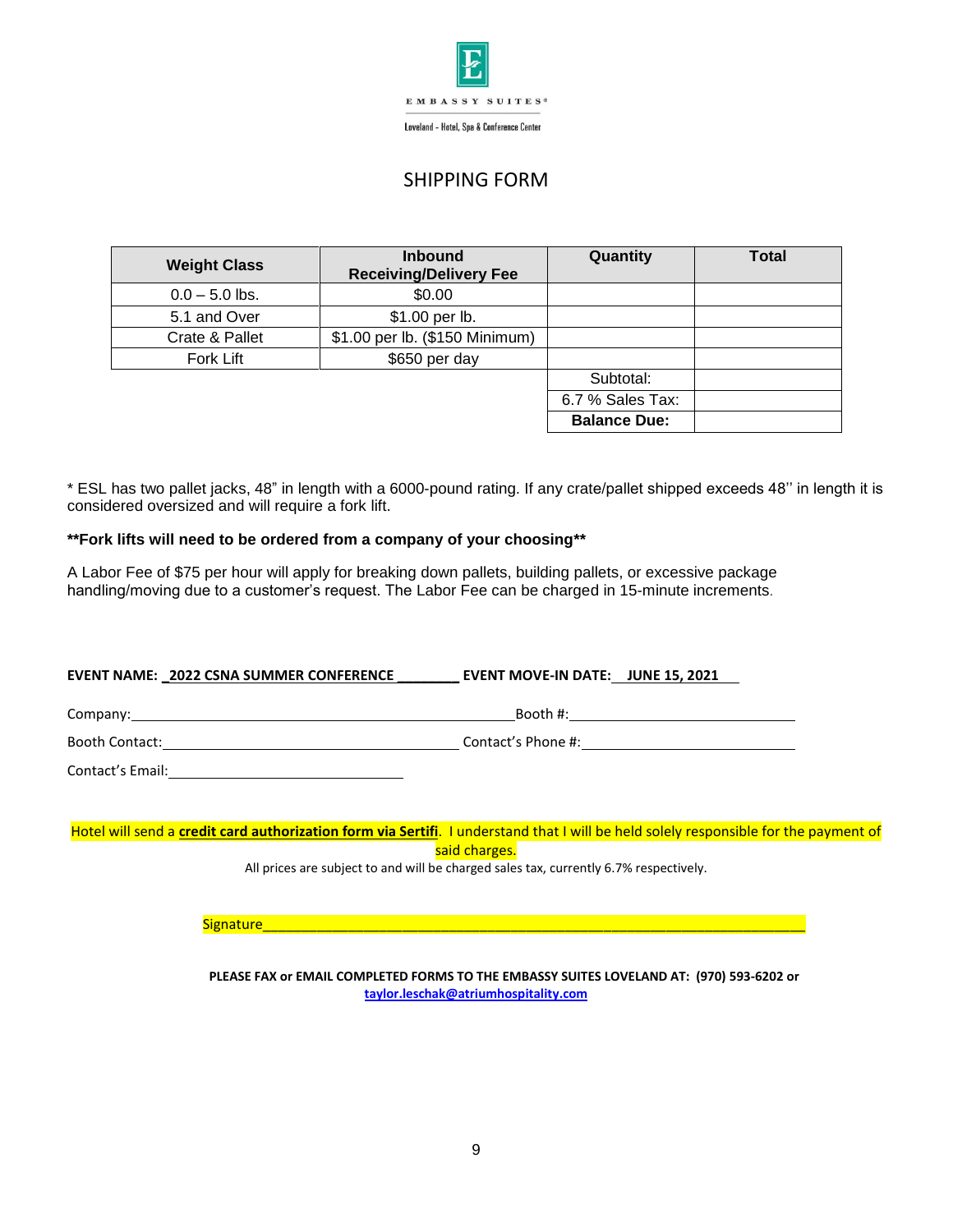EMBASSY SUITES®

Loveland - Hotel, Spa & Conference Center

# SHIPPING FORM

| Weight Class | Inbound Receiving/Delivery Fee | Quantity | Total |
|---|---|---|---|
| 0.0 – 5.0 lbs. | $0.00 | | |
| 5.1 and Over | $1.00 per lb. | | |
| Crate & Pallet | $1.00 per lb. ($150 Minimum) | | |
| Fork Lift | $650 per day | | |
| | | Subtotal: | |
| | | 6.7 % Sales Tax: | |
| | | **Balance Due:** | |

* ESL has two pallet jacks, 48" in length with a 6000-pound rating. If any crate/pallet shipped exceeds 48'' in length it is considered oversized and will require a fork lift.

****Fork lifts will need to be ordered from a company of your choosing****

A Labor Fee of $75 per hour will apply for breaking down pallets, building pallets, or excessive package handling/moving due to a customer's request. The Labor Fee can be charged in 15-minute increments.

**EVENT NAME: _2022 CSNA SUMMER CONFERENCE ________ EVENT MOVE-IN DATE: JUNE 15, 2021**

Company:______________________________________________Booth #:____________________________

Booth Contact:_________________________________ Contact's Phone #:_______________________

Contact's Email:___________________________

Hotel will send a **credit card authorization form via Sertifi**. I understand that I will be held solely responsible for the payment of said charges.

All prices are subject to and will be charged sales tax, currently 6.7% respectively.

Signature_____________________________________________________________________

**PLEASE FAX or EMAIL COMPLETED FORMS TO THE EMBASSY SUITES LOVELAND AT: (970) 593-6202 or taylor.leschak@atriumhospitality.com**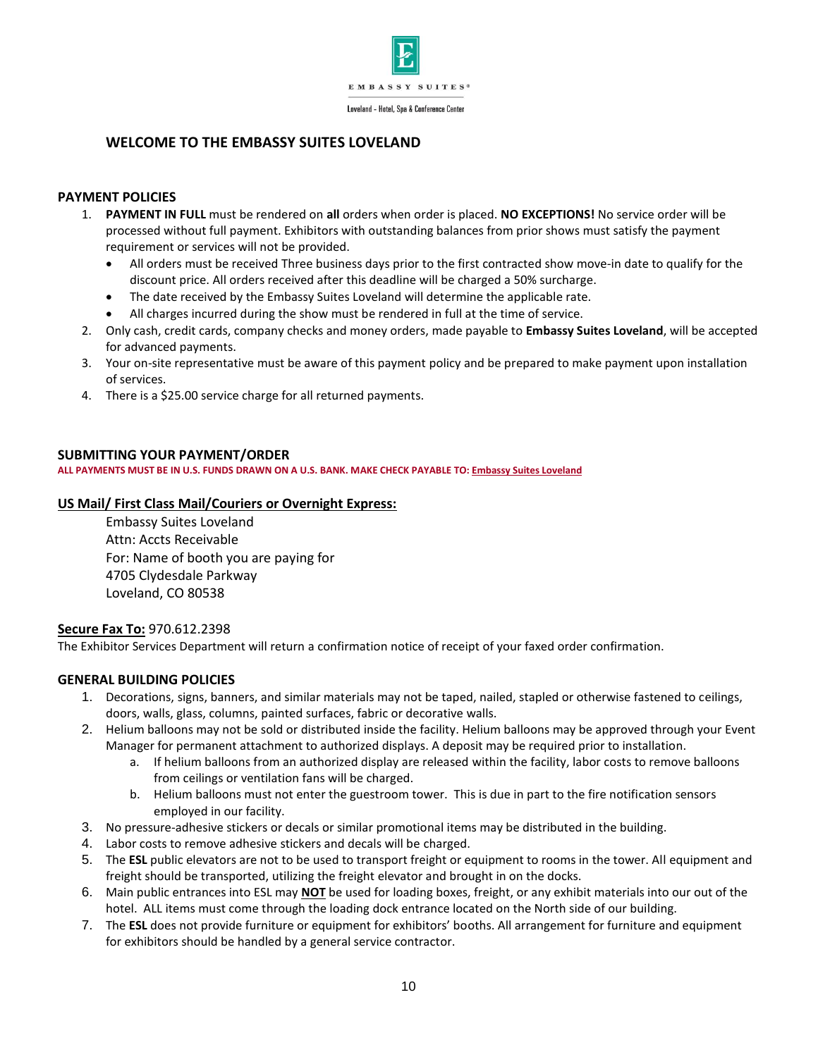EMBASSY SUITES®

Loveland - Hotel, Spa & Conference Center

## WELCOME TO THE EMBASSY SUITES LOVELAND

### PAYMENT POLICIES

1. **PAYMENT IN FULL** must be rendered on **all** orders when order is placed. **NO EXCEPTIONS!** No service order will be processed without full payment. Exhibitors with outstanding balances from prior shows must satisfy the payment requirement or services will not be provided.
   - All orders must be received Three business days prior to the first contracted show move-in date to qualify for the discount price. All orders received after this deadline will be charged a 50% surcharge.
   - The date received by the Embassy Suites Loveland will determine the applicable rate.
   - All charges incurred during the show must be rendered in full at the time of service.
2. Only cash, credit cards, company checks and money orders, made payable to **Embassy Suites Loveland**, will be accepted for advanced payments.
3. Your on-site representative must be aware of this payment policy and be prepared to make payment upon installation of services.
4. There is a $25.00 service charge for all returned payments.

### SUBMITTING YOUR PAYMENT/ORDER

**ALL PAYMENTS MUST BE IN U.S. FUNDS DRAWN ON A U.S. BANK. MAKE CHECK PAYABLE TO: Embassy Suites Loveland**

**US Mail/ First Class Mail/Couriers or Overnight Express:**

Embassy Suites Loveland
Attn: Accts Receivable
For: Name of booth you are paying for
4705 Clydesdale Parkway
Loveland, CO 80538

**Secure Fax To:** 970.612.2398

The Exhibitor Services Department will return a confirmation notice of receipt of your faxed order confirmation.

### GENERAL BUILDING POLICIES

1. Decorations, signs, banners, and similar materials may not be taped, nailed, stapled or otherwise fastened to ceilings, doors, walls, glass, columns, painted surfaces, fabric or decorative walls.
2. Helium balloons may not be sold or distributed inside the facility. Helium balloons may be approved through your Event Manager for permanent attachment to authorized displays. A deposit may be required prior to installation.
   a. If helium balloons from an authorized display are released within the facility, labor costs to remove balloons from ceilings or ventilation fans will be charged.
   b. Helium balloons must not enter the guestroom tower. This is due in part to the fire notification sensors employed in our facility.
3. No pressure-adhesive stickers or decals or similar promotional items may be distributed in the building.
4. Labor costs to remove adhesive stickers and decals will be charged.
5. The **ESL** public elevators are not to be used to transport freight or equipment to rooms in the tower. All equipment and freight should be transported, utilizing the freight elevator and brought in on the docks.
6. Main public entrances into ESL may **NOT** be used for loading boxes, freight, or any exhibit materials into our out of the hotel. ALL items must come through the loading dock entrance located on the North side of our building.
7. The **ESL** does not provide furniture or equipment for exhibitors' booths. All arrangement for furniture and equipment for exhibitors should be handled by a general service contractor.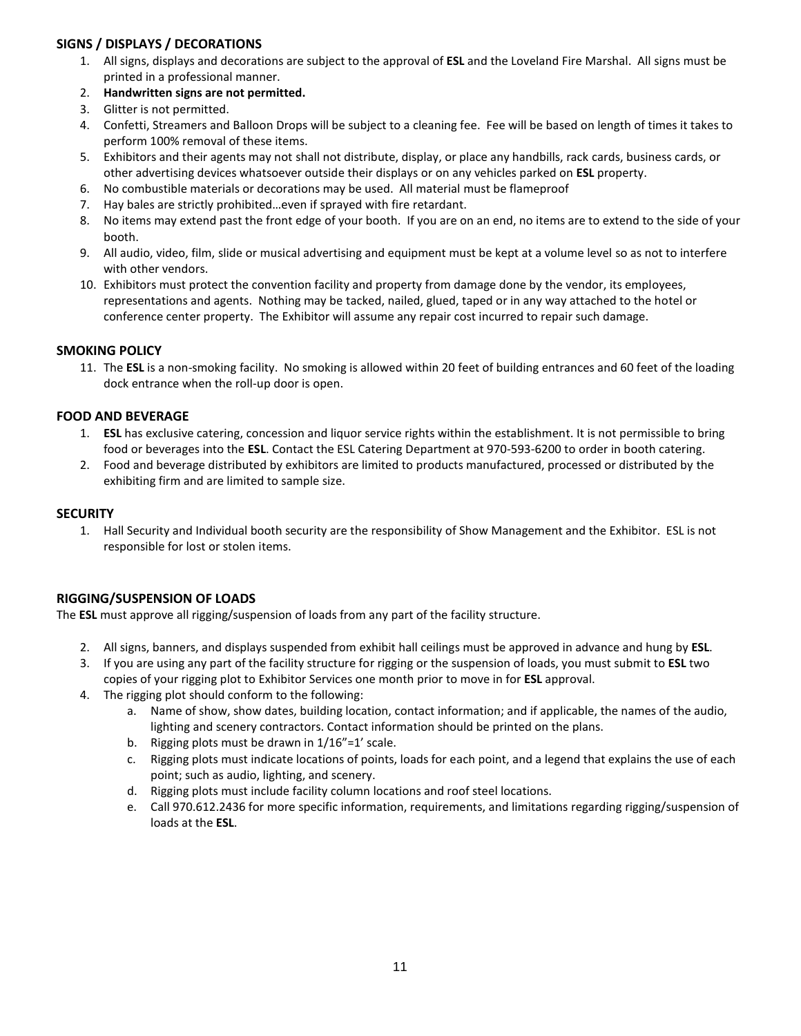## SIGNS / DISPLAYS / DECORATIONS

1. All signs, displays and decorations are subject to the approval of **ESL** and the Loveland Fire Marshal. All signs must be printed in a professional manner.
2. **Handwritten signs are not permitted.**
3. Glitter is not permitted.
4. Confetti, Streamers and Balloon Drops will be subject to a cleaning fee. Fee will be based on length of times it takes to perform 100% removal of these items.
5. Exhibitors and their agents may not shall not distribute, display, or place any handbills, rack cards, business cards, or other advertising devices whatsoever outside their displays or on any vehicles parked on **ESL** property.
6. No combustible materials or decorations may be used. All material must be flameproof
7. Hay bales are strictly prohibited…even if sprayed with fire retardant.
8. No items may extend past the front edge of your booth. If you are on an end, no items are to extend to the side of your booth.
9. All audio, video, film, slide or musical advertising and equipment must be kept at a volume level so as not to interfere with other vendors.
10. Exhibitors must protect the convention facility and property from damage done by the vendor, its employees, representations and agents. Nothing may be tacked, nailed, glued, taped or in any way attached to the hotel or conference center property. The Exhibitor will assume any repair cost incurred to repair such damage.

## SMOKING POLICY

11. The **ESL** is a non-smoking facility. No smoking is allowed within 20 feet of building entrances and 60 feet of the loading dock entrance when the roll-up door is open.

## FOOD AND BEVERAGE

1. **ESL** has exclusive catering, concession and liquor service rights within the establishment. It is not permissible to bring food or beverages into the **ESL**. Contact the ESL Catering Department at 970-593-6200 to order in booth catering.
2. Food and beverage distributed by exhibitors are limited to products manufactured, processed or distributed by the exhibiting firm and are limited to sample size.

## SECURITY

1. Hall Security and Individual booth security are the responsibility of Show Management and the Exhibitor. ESL is not responsible for lost or stolen items.

## RIGGING/SUSPENSION OF LOADS

The **ESL** must approve all rigging/suspension of loads from any part of the facility structure.

2. All signs, banners, and displays suspended from exhibit hall ceilings must be approved in advance and hung by **ESL**.
3. If you are using any part of the facility structure for rigging or the suspension of loads, you must submit to **ESL** two copies of your rigging plot to Exhibitor Services one month prior to move in for **ESL** approval.
4. The rigging plot should conform to the following:
   a. Name of show, show dates, building location, contact information; and if applicable, the names of the audio, lighting and scenery contractors. Contact information should be printed on the plans.
   b. Rigging plots must be drawn in 1/16"=1' scale.
   c. Rigging plots must indicate locations of points, loads for each point, and a legend that explains the use of each point; such as audio, lighting, and scenery.
   d. Rigging plots must include facility column locations and roof steel locations.
   e. Call 970.612.2436 for more specific information, requirements, and limitations regarding rigging/suspension of loads at the **ESL**.